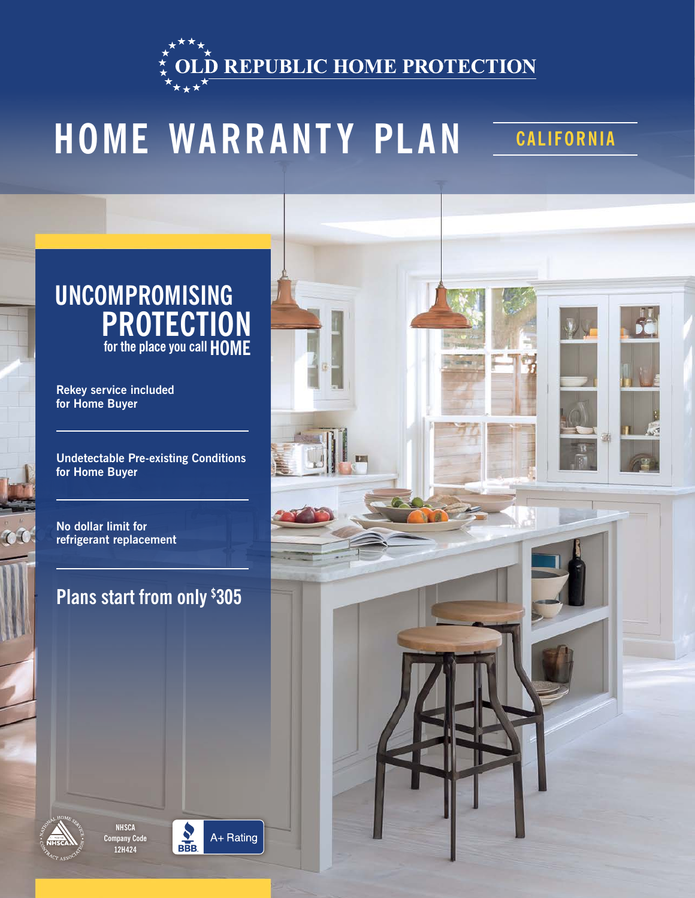# OLD REPUBLIC HOME PROTECTION

# HOME WARRANTY PLAN

## CALIFORNIA

## UNCOMPROMISING PROTECTION for the place you call HOME

**Rekey service included for Home Buyer**

**Undetectable Pre-existing Conditions for Home Buyer**

**No dollar limit for refrigerant replacement**

**Plans start from only $305**

NHSCA Company Code 12H424

BBB A+ Rating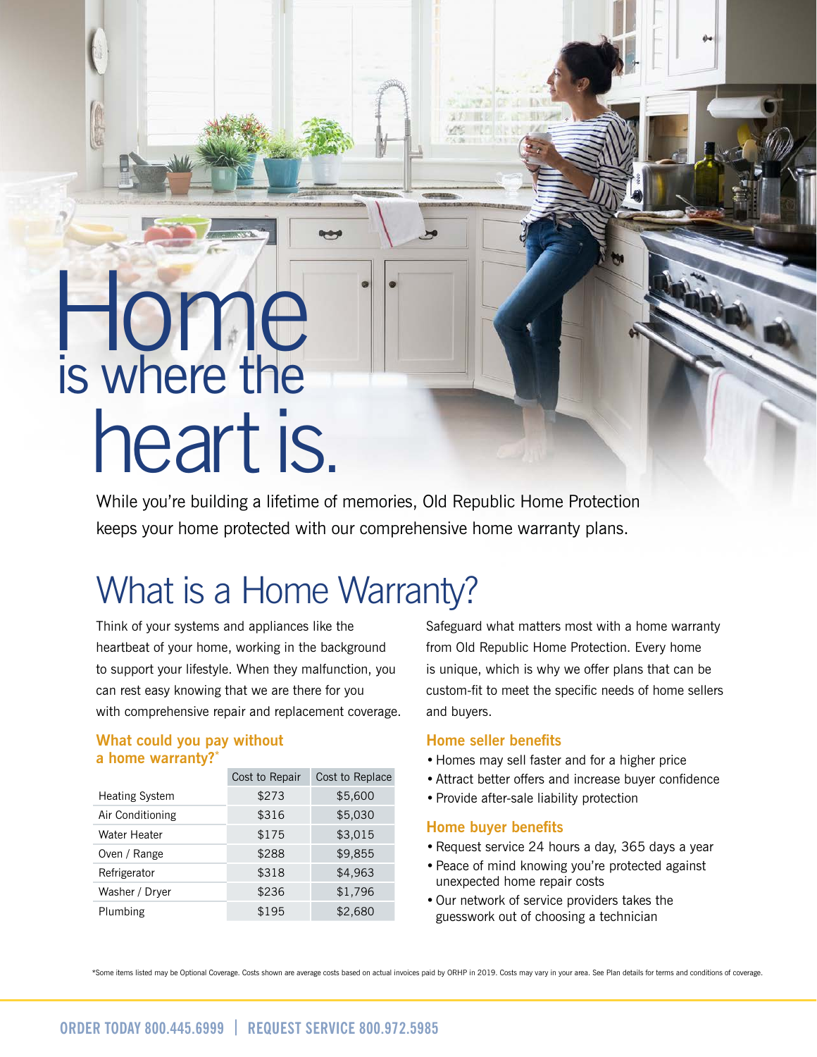// Home is where the heart is.

While you're building a lifetime of memories, Old Republic Home Protection keeps your home protected with our comprehensive home warranty plans.

## What is a Home Warranty?

Think of your systems and appliances like the heartbeat of your home, working in the background to support your lifestyle. When they malfunction, you can rest easy knowing that we are there for you with comprehensive repair and replacement coverage.

### What could you pay without a home warranty?*

| | Cost to Repair | Cost to Replace |
|---|---|---|
| Heating System | $273 | $5,600 |
| Air Conditioning | $316 | $5,030 |
| Water Heater | $175 | $3,015 |
| Oven / Range | $288 | $9,855 |
| Refrigerator | $318 | $4,963 |
| Washer / Dryer | $236 | $1,796 |
| Plumbing | $195 | $2,680 |

Safeguard what matters most with a home warranty from Old Republic Home Protection. Every home is unique, which is why we offer plans that can be custom-fit to meet the specific needs of home sellers and buyers.

### Home seller benefits

- Homes may sell faster and for a higher price
- Attract better offers and increase buyer confidence
- Provide after-sale liability protection

### Home buyer benefits

- Request service 24 hours a day, 365 days a year
- Peace of mind knowing you're protected against unexpected home repair costs
- Our network of service providers takes the guesswork out of choosing a technician

*Some items listed may be Optional Coverage. Costs shown are average costs based on actual invoices paid by ORHP in 2019. Costs may vary in your area. See Plan details for terms and conditions of coverage.

**ORDER TODAY 800.445.6999 | REQUEST SERVICE 800.972.5985**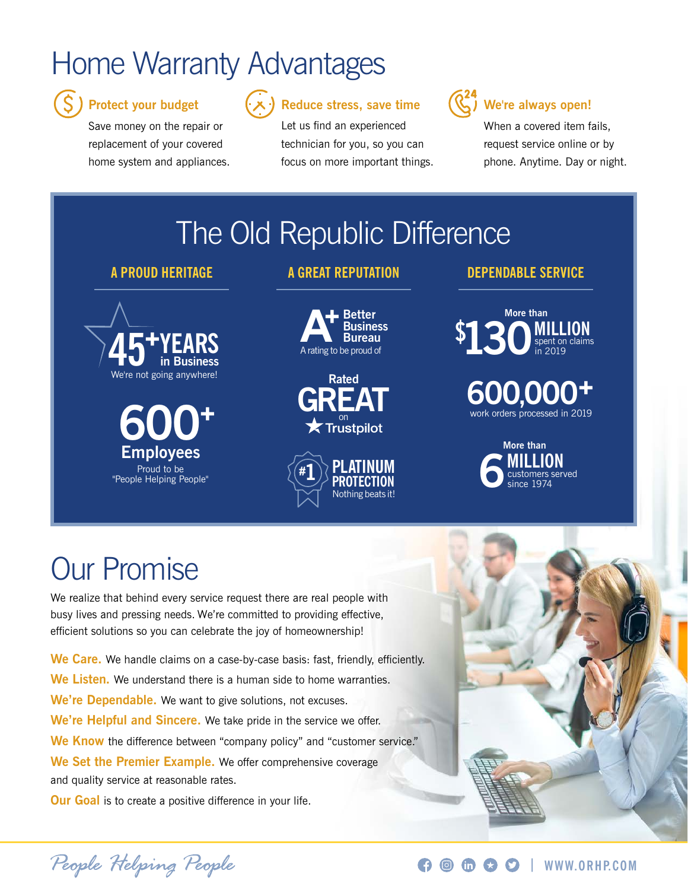# Home Warranty Advantages

### Protect your budget

Save money on the repair or replacement of your covered home system and appliances.

### Reduce stress, save time

Let us find an experienced technician for you, so you can focus on more important things.

### We're always open!

When a covered item fails, request service online or by phone. Anytime. Day or night.

## The Old Republic Difference

### A PROUD HERITAGE

**45+ YEARS in Business**
We're not going anywhere!

**600+ Employees**
Proud to be "People Helping People"

### A GREAT REPUTATION

**A+ Better Business Bureau**
A rating to be proud of

**Rated GREAT on ★ Trustpilot**

**#1 PLATINUM PROTECTION**
Nothing beats it!

### DEPENDABLE SERVICE

More than **$130 MILLION** spent on claims in 2019

**600,000+** work orders processed in 2019

More than **6 MILLION** customers served since 1974

# Our Promise

We realize that behind every service request there are real people with busy lives and pressing needs. We're committed to providing effective, efficient solutions so you can celebrate the joy of homeownership!

**We Care.** We handle claims on a case-by-case basis: fast, friendly, efficiently.

**We Listen.** We understand there is a human side to home warranties.

**We're Dependable.** We want to give solutions, not excuses.

**We're Helpful and Sincere.** We take pride in the service we offer.

**We Know** the difference between "company policy" and "customer service."

**We Set the Premier Example.** We offer comprehensive coverage and quality service at reasonable rates.

**Our Goal** is to create a positive difference in your life.

*People Helping People* | WWW.ORHP.COM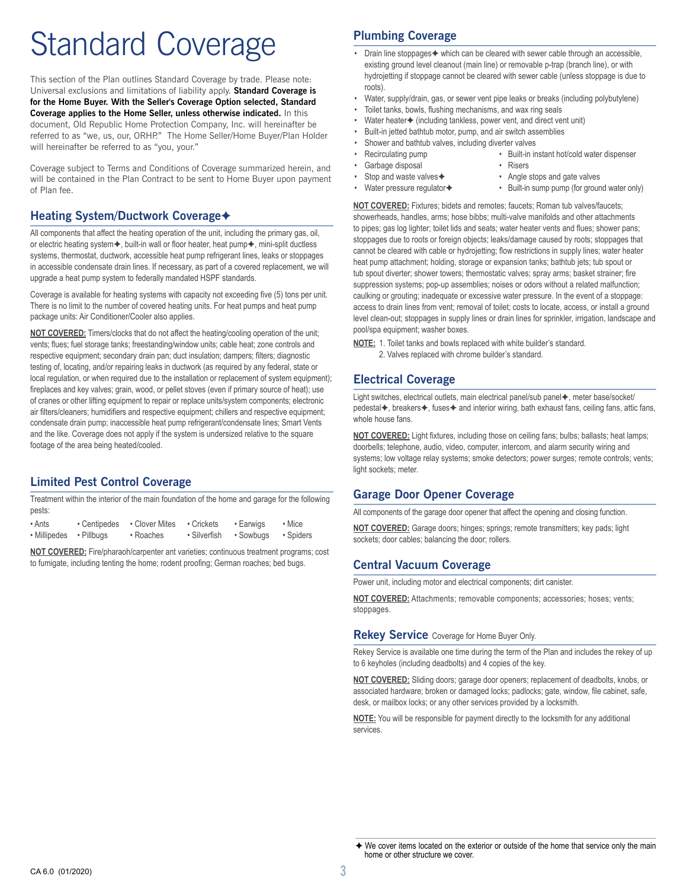# Standard Coverage

This section of the Plan outlines Standard Coverage by trade. Please note: Universal exclusions and limitations of liability apply. **Standard Coverage is for the Home Buyer. With the Seller's Coverage Option selected, Standard Coverage applies to the Home Seller, unless otherwise indicated.** In this document, Old Republic Home Protection Company, Inc. will hereinafter be referred to as "we, us, our, ORHP." The Home Seller/Home Buyer/Plan Holder will hereinafter be referred to as "you, your."

Coverage subject to Terms and Conditions of Coverage summarized herein, and will be contained in the Plan Contract to be sent to Home Buyer upon payment of Plan fee.

## Heating System/Ductwork Coverage✦

All components that affect the heating operation of the unit, including the primary gas, oil, or electric heating system✦, built-in wall or floor heater, heat pump✦, mini-split ductless systems, thermostat, ductwork, accessible heat pump refrigerant lines, leaks or stoppages in accessible condensate drain lines. If necessary, as part of a covered replacement, we will upgrade a heat pump system to federally mandated HSPF standards.

Coverage is available for heating systems with capacity not exceeding five (5) tons per unit. There is no limit to the number of covered heating units. For heat pumps and heat pump package units: Air Conditioner/Cooler also applies.

**NOT COVERED:** Timers/clocks that do not affect the heating/cooling operation of the unit; vents; flues; fuel storage tanks; freestanding/window units; cable heat; zone controls and respective equipment; secondary drain pan; duct insulation; dampers; filters; diagnostic testing of, locating, and/or repairing leaks in ductwork (as required by any federal, state or local regulation, or when required due to the installation or replacement of system equipment); fireplaces and key valves; grain, wood, or pellet stoves (even if primary source of heat); use of cranes or other lifting equipment to repair or replace units/system components; electronic air filters/cleaners; humidifiers and respective equipment; chillers and respective equipment; condensate drain pump; inaccessible heat pump refrigerant/condensate lines; Smart Vents and the like. Coverage does not apply if the system is undersized relative to the square footage of the area being heated/cooled.

## Limited Pest Control Coverage

Treatment within the interior of the main foundation of the home and garage for the following pests:

- Ants
- Millipedes
- Centipedes
- Pillbugs
- Clover Mites
- Roaches
- Crickets
- Silverfish
- Earwigs
- Sowbugs
- Mice
- Spiders

**NOT COVERED:** Fire/pharaoh/carpenter ant varieties; continuous treatment programs; cost to fumigate, including tenting the home; rodent proofing; German roaches; bed bugs.

## Plumbing Coverage

- Drain line stoppages✦ which can be cleared with sewer cable through an accessible, existing ground level cleanout (main line) or removable p-trap (branch line), or with hydrojetting if stoppage cannot be cleared with sewer cable (unless stoppage is due to roots).
- Water, supply/drain, gas, or sewer vent pipe leaks or breaks (including polybutylene)
- Toilet tanks, bowls, flushing mechanisms, and wax ring seals
- Water heater✦ (including tankless, power vent, and direct vent unit)
- Built-in jetted bathtub motor, pump, and air switch assemblies
- Shower and bathtub valves, including diverter valves
- Recirculating pump
- Garbage disposal
- Stop and waste valves✦
- Water pressure regulator✦
- Built-in instant hot/cold water dispenser
- Risers
- Angle stops and gate valves
- Built-in sump pump (for ground water only)

**NOT COVERED:** Fixtures; bidets and remotes; faucets; Roman tub valves/faucets; showerheads, handles, arms; hose bibbs; multi-valve manifolds and other attachments to pipes; gas log lighter; toilet lids and seats; water heater vents and flues; shower pans; stoppages due to roots or foreign objects; leaks/damage caused by roots; stoppages that cannot be cleared with cable or hydrojetting; flow restrictions in supply lines; water heater heat pump attachment; holding, storage or expansion tanks; bathtub jets; tub spout or tub spout diverter; shower towers; thermostatic valves; spray arms; basket strainer; fire suppression systems; pop-up assemblies; noises or odors without a related malfunction; caulking or grouting; inadequate or excessive water pressure. In the event of a stoppage: access to drain lines from vent; removal of toilet; costs to locate, access, or install a ground level clean-out; stoppages in supply lines or drain lines for sprinkler, irrigation, landscape and pool/spa equipment; washer boxes.

**NOTE:** 1. Toilet tanks and bowls replaced with white builder's standard.
2. Valves replaced with chrome builder's standard.

## Electrical Coverage

Light switches, electrical outlets, main electrical panel/sub panel✦, meter base/socket/pedestal✦, breakers✦, fuses✦ and interior wiring, bath exhaust fans, ceiling fans, attic fans, whole house fans.

**NOT COVERED:** Light fixtures, including those on ceiling fans; bulbs; ballasts; heat lamps; doorbells; telephone, audio, video, computer, intercom, and alarm security wiring and systems; low voltage relay systems; smoke detectors; power surges; remote controls; vents; light sockets; meter.

## Garage Door Opener Coverage

All components of the garage door opener that affect the opening and closing function.

**NOT COVERED:** Garage doors; hinges; springs; remote transmitters; key pads; light sockets; door cables; balancing the door; rollers.

## Central Vacuum Coverage

Power unit, including motor and electrical components; dirt canister.

**NOT COVERED:** Attachments; removable components; accessories; hoses; vents; stoppages.

## Rekey Service Coverage for Home Buyer Only.

Rekey Service is available one time during the term of the Plan and includes the rekey of up to 6 keyholes (including deadbolts) and 4 copies of the key.

**NOT COVERED:** Sliding doors; garage door openers; replacement of deadbolts, knobs, or associated hardware; broken or damaged locks; padlocks; gate, window, file cabinet, safe, desk, or mailbox locks; or any other services provided by a locksmith.

**NOTE:** You will be responsible for payment directly to the locksmith for any additional services.

✦ We cover items located on the exterior or outside of the home that service only the main home or other structure we cover.

CA 6.0 (01/2020)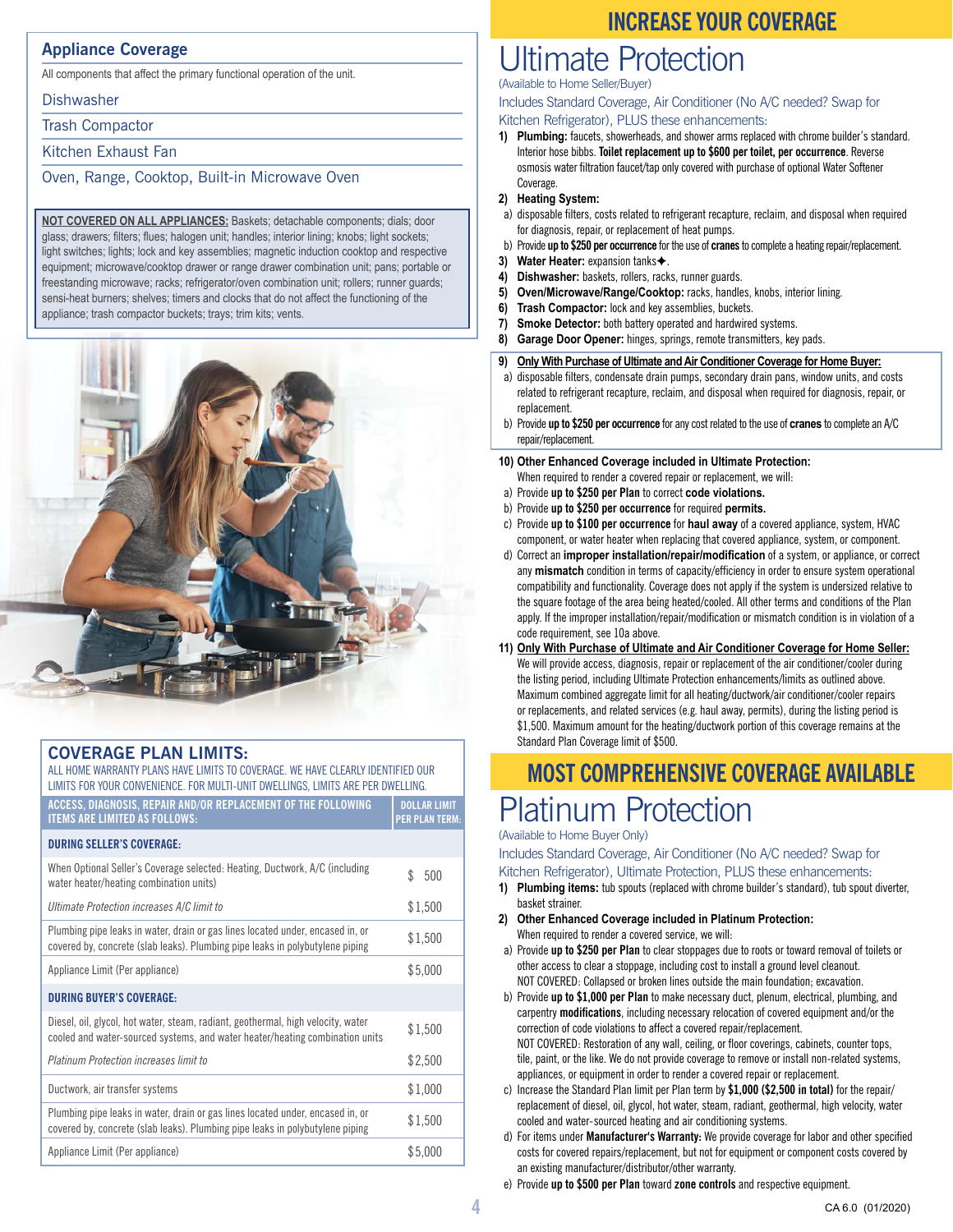## Appliance Coverage

All components that affect the primary functional operation of the unit.

Dishwasher

Trash Compactor

Kitchen Exhaust Fan

Oven, Range, Cooktop, Built-in Microwave Oven

**NOT COVERED ON ALL APPLIANCES:** Baskets; detachable components; dials; door glass; drawers; filters; flues; halogen unit; handles; interior lining; knobs; light sockets; light switches; lights; lock and key assemblies; magnetic induction cooktop and respective equipment; microwave/cooktop drawer or range drawer combination unit; pans; portable or freestanding microwave; racks; refrigerator/oven combination unit; rollers; runner guards; sensi-heat burners; shelves; timers and clocks that do not affect the functioning of the appliance; trash compactor buckets; trays; trim kits; vents.

## COVERAGE PLAN LIMITS:

ALL HOME WARRANTY PLANS HAVE LIMITS TO COVERAGE. WE HAVE CLEARLY IDENTIFIED OUR LIMITS FOR YOUR CONVENIENCE. FOR MULTI-UNIT DWELLINGS, LIMITS ARE PER DWELLING.

| ACCESS, DIAGNOSIS, REPAIR AND/OR REPLACEMENT OF THE FOLLOWING ITEMS ARE LIMITED AS FOLLOWS: | DOLLAR LIMIT PER PLAN TERM: |
|---|---|
| **DURING SELLER'S COVERAGE:** | |
| When Optional Seller's Coverage selected: Heating, Ductwork, A/C (including water heater/heating combination units) | $ 500 |
| *Ultimate Protection increases A/C limit to* | $1,500 |
| Plumbing pipe leaks in water, drain or gas lines located under, encased in, or covered by, concrete (slab leaks). Plumbing pipe leaks in polybutylene piping | $1,500 |
| Appliance Limit (Per appliance) | $5,000 |
| **DURING BUYER'S COVERAGE:** | |
| Diesel, oil, glycol, hot water, steam, radiant, geothermal, high velocity, water cooled and water-sourced systems, and water heater/heating combination units | $1,500 |
| *Platinum Protection increases limit to* | $2,500 |
| Ductwork, air transfer systems | $1,000 |
| Plumbing pipe leaks in water, drain or gas lines located under, encased in, or covered by, concrete (slab leaks). Plumbing pipe leaks in polybutylene piping | $1,500 |
| Appliance Limit (Per appliance) | $5,000 |

## INCREASE YOUR COVERAGE

# Ultimate Protection

(Available to Home Seller/Buyer)

Includes Standard Coverage, Air Conditioner (No A/C needed? Swap for Kitchen Refrigerator), PLUS these enhancements:

1) **Plumbing:** faucets, showerheads, and shower arms replaced with chrome builder's standard. Interior hose bibbs. **Toilet replacement up to $600 per toilet, per occurrence**. Reverse osmosis water filtration faucet/tap only covered with purchase of optional Water Softener Coverage.
2) **Heating System:**
   a) disposable filters, costs related to refrigerant recapture, reclaim, and disposal when required for diagnosis, repair, or replacement of heat pumps.
   b) Provide **up to $250 per occurrence** for the use of **cranes** to complete a heating repair/replacement.
3) **Water Heater:** expansion tanks✦.
4) **Dishwasher:** baskets, rollers, racks, runner guards.
5) **Oven/Microwave/Range/Cooktop:** racks, handles, knobs, interior lining.
6) **Trash Compactor:** lock and key assemblies, buckets.
7) **Smoke Detector:** both battery operated and hardwired systems.
8) **Garage Door Opener:** hinges, springs, remote transmitters, key pads.
9) **Only With Purchase of Ultimate and Air Conditioner Coverage for Home Buyer:**
   a) disposable filters, condensate drain pumps, secondary drain pans, window units, and costs related to refrigerant recapture, reclaim, and disposal when required for diagnosis, repair, or replacement.
   b) Provide **up to $250 per occurrence** for any cost related to the use of **cranes** to complete an A/C repair/replacement.
10) **Other Enhanced Coverage included in Ultimate Protection:**
    When required to render a covered repair or replacement, we will:
    a) Provide **up to $250 per Plan** to correct **code violations.**
    b) Provide **up to $250 per occurrence** for required **permits.**
    c) Provide **up to $100 per occurrence** for **haul away** of a covered appliance, system, HVAC component, or water heater when replacing that covered appliance, system, or component.
    d) Correct an **improper installation/repair/modification** of a system, or appliance, or correct any **mismatch** condition in terms of capacity/efficiency in order to ensure system operational compatibility and functionality. Coverage does not apply if the system is undersized relative to the square footage of the area being heated/cooled. All other terms and conditions of the Plan apply. If the improper installation/repair/modification or mismatch condition is in violation of a code requirement, see 10a above.
11) **Only With Purchase of Ultimate and Air Conditioner Coverage for Home Seller:**
    We will provide access, diagnosis, repair or replacement of the air conditioner/cooler during the listing period, including Ultimate Protection enhancements/limits as outlined above. Maximum combined aggregate limit for all heating/ductwork/air conditioner/cooler repairs or replacements, and related services (e.g. haul away, permits), during the listing period is $1,500. Maximum amount for the heating/ductwork portion of this coverage remains at the Standard Plan Coverage limit of $500.

## MOST COMPREHENSIVE COVERAGE AVAILABLE

# Platinum Protection

(Available to Home Buyer Only)

Includes Standard Coverage, Air Conditioner (No A/C needed? Swap for Kitchen Refrigerator), Ultimate Protection, PLUS these enhancements:

1) **Plumbing items:** tub spouts (replaced with chrome builder's standard), tub spout diverter, basket strainer.
2) **Other Enhanced Coverage included in Platinum Protection:**
   When required to render a covered service, we will:
   a) Provide **up to $250 per Plan** to clear stoppages due to roots or toward removal of toilets or other access to clear a stoppage, including cost to install a ground level cleanout.
      NOT COVERED: Collapsed or broken lines outside the main foundation; excavation.
   b) Provide **up to $1,000 per Plan** to make necessary duct, plenum, electrical, plumbing, and carpentry **modifications**, including necessary relocation of covered equipment and/or the correction of code violations to affect a covered repair/replacement.
      NOT COVERED: Restoration of any wall, ceiling, or floor coverings, cabinets, counter tops, tile, paint, or the like. We do not provide coverage to remove or install non-related systems, appliances, or equipment in order to render a covered repair or replacement.
   c) Increase the Standard Plan limit per Plan term by **$1,000 ($2,500 in total)** for the repair/replacement of diesel, oil, glycol, hot water, steam, radiant, geothermal, high velocity, water cooled and water-sourced heating and air conditioning systems.
   d) For items under **Manufacturer's Warranty:** We provide coverage for labor and other specified costs for covered repairs/replacement, but not for equipment or component costs covered by an existing manufacturer/distributor/other warranty.
   e) Provide **up to $500 per Plan** toward **zone controls** and respective equipment.

CA 6.0 (01/2020)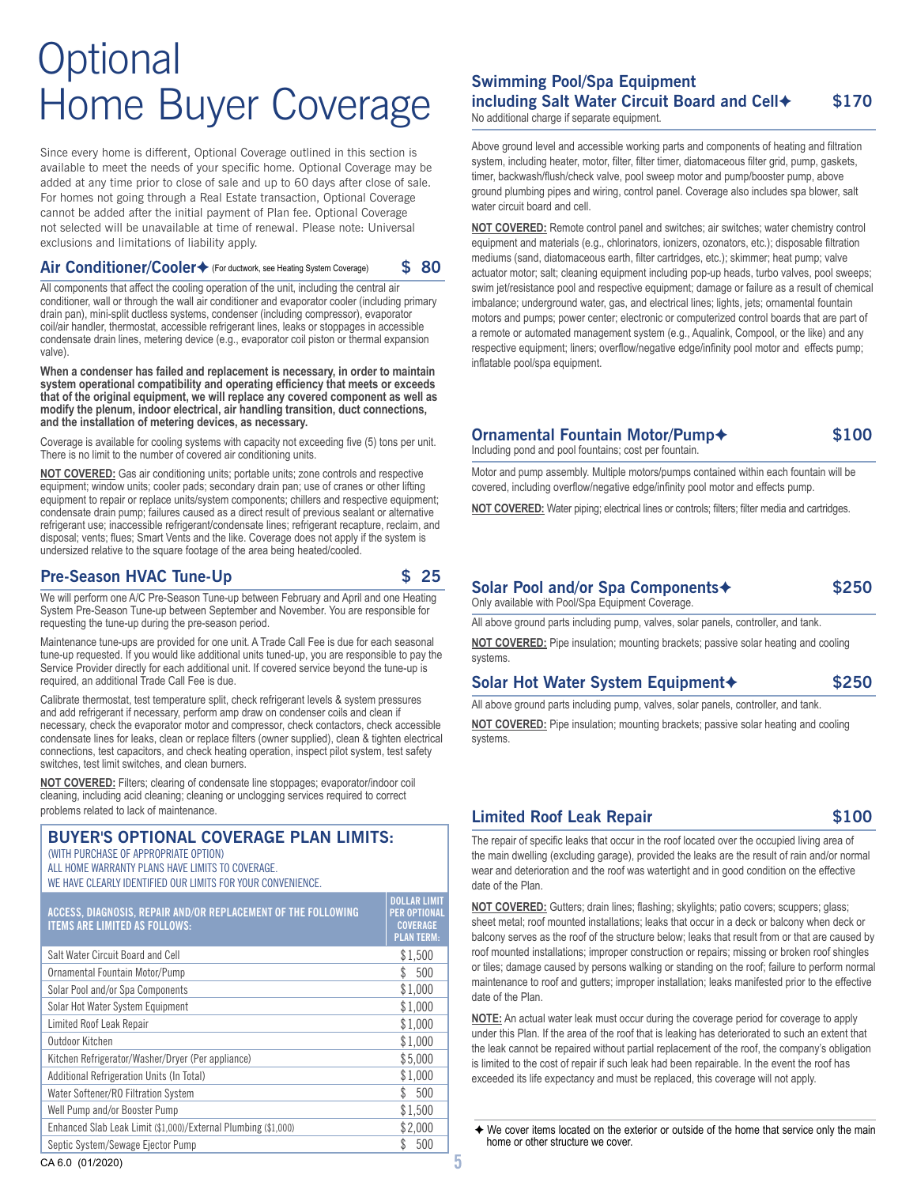# Optional Home Buyer Coverage

Since every home is different, Optional Coverage outlined in this section is available to meet the needs of your specific home. Optional Coverage may be added at any time prior to close of sale and up to 60 days after close of sale. For homes not going through a Real Estate transaction, Optional Coverage cannot be added after the initial payment of Plan fee. Optional Coverage not selected will be unavailable at time of renewal. Please note: Universal exclusions and limitations of liability apply.

## Air Conditioner/Cooler✦ (For ductwork, see Heating System Coverage) $ 80

All components that affect the cooling operation of the unit, including the central air conditioner, wall or through the wall air conditioner and evaporator cooler (including primary drain pan), mini-split ductless systems, condenser (including compressor), evaporator coil/air handler, thermostat, accessible refrigerant lines, leaks or stoppages in accessible condensate drain lines, metering device (e.g., evaporator coil piston or thermal expansion valve).

**When a condenser has failed and replacement is necessary, in order to maintain system operational compatibility and operating efficiency that meets or exceeds that of the original equipment, we will replace any covered component as well as modify the plenum, indoor electrical, air handling transition, duct connections, and the installation of metering devices, as necessary.**

Coverage is available for cooling systems with capacity not exceeding five (5) tons per unit. There is no limit to the number of covered air conditioning units.

**NOT COVERED:** Gas air conditioning units; portable units; zone controls and respective equipment; window units; cooler pads; secondary drain pan; use of cranes or other lifting equipment to repair or replace units/system components; chillers and respective equipment; condensate drain pump; failures caused as a direct result of previous sealant or alternative refrigerant use; inaccessible refrigerant/condensate lines; refrigerant recapture, reclaim, and disposal; vents; flues; Smart Vents and the like. Coverage does not apply if the system is undersized relative to the square footage of the area being heated/cooled.

## Pre-Season HVAC Tune-Up $ 25

We will perform one A/C Pre-Season Tune-up between February and April and one Heating System Pre-Season Tune-up between September and November. You are responsible for requesting the tune-up during the pre-season period.

Maintenance tune-ups are provided for one unit. A Trade Call Fee is due for each seasonal tune-up requested. If you would like additional units tuned-up, you are responsible to pay the Service Provider directly for each additional unit. If covered service beyond the tune-up is required, an additional Trade Call Fee is due.

Calibrate thermostat, test temperature split, check refrigerant levels & system pressures and add refrigerant if necessary, perform amp draw on condenser coils and clean if necessary, check the evaporator motor and compressor, check contactors, check accessible condensate lines for leaks, clean or replace filters (owner supplied), clean & tighten electrical connections, test capacitors, and check heating operation, inspect pilot system, test safety switches, test limit switches, and clean burners.

**NOT COVERED:** Filters; clearing of condensate line stoppages; evaporator/indoor coil cleaning, including acid cleaning; cleaning or unclogging services required to correct problems related to lack of maintenance.

## BUYER'S OPTIONAL COVERAGE PLAN LIMITS:

(WITH PURCHASE OF APPROPRIATE OPTION)
ALL HOME WARRANTY PLANS HAVE LIMITS TO COVERAGE.
WE HAVE CLEARLY IDENTIFIED OUR LIMITS FOR YOUR CONVENIENCE.

| ACCESS, DIAGNOSIS, REPAIR AND/OR REPLACEMENT OF THE FOLLOWING ITEMS ARE LIMITED AS FOLLOWS: | DOLLAR LIMIT PER OPTIONAL COVERAGE PLAN TERM: |
|---|---|
| Salt Water Circuit Board and Cell | $1,500 |
| Ornamental Fountain Motor/Pump | $ 500 |
| Solar Pool and/or Spa Components | $1,000 |
| Solar Hot Water System Equipment | $1,000 |
| Limited Roof Leak Repair | $1,000 |
| Outdoor Kitchen | $1,000 |
| Kitchen Refrigerator/Washer/Dryer (Per appliance) | $5,000 |
| Additional Refrigeration Units (In Total) | $1,000 |
| Water Softener/RO Filtration System | $ 500 |
| Well Pump and/or Booster Pump | $1,500 |
| Enhanced Slab Leak Limit ($1,000)/External Plumbing ($1,000) | $2,000 |
| Septic System/Sewage Ejector Pump | $ 500 |

CA 6.0 (01/2020)

## Swimming Pool/Spa Equipment including Salt Water Circuit Board and Cell✦ $170

No additional charge if separate equipment.

Above ground level and accessible working parts and components of heating and filtration system, including heater, motor, filter, filter timer, diatomaceous filter grid, pump, gaskets, timer, backwash/flush/check valve, pool sweep motor and pump/booster pump, above ground plumbing pipes and wiring, control panel. Coverage also includes spa blower, salt water circuit board and cell.

**NOT COVERED:** Remote control panel and switches; air switches; water chemistry control equipment and materials (e.g., chlorinators, ionizers, ozonators, etc.); disposable filtration mediums (sand, diatomaceous earth, filter cartridges, etc.); skimmer; heat pump; valve actuator motor; salt; cleaning equipment including pop-up heads, turbo valves, pool sweeps; swim jet/resistance pool and respective equipment; damage or failure as a result of chemical imbalance; underground water, gas, and electrical lines; lights, jets; ornamental fountain motors and pumps; power center; electronic or computerized control boards that are part of a remote or automated management system (e.g., Aqualink, Compool, or the like) and any respective equipment; liners; overflow/negative edge/infinity pool motor and effects pump; inflatable pool/spa equipment.

## Ornamental Fountain Motor/Pump✦ $100

Including pond and pool fountains; cost per fountain.

Motor and pump assembly. Multiple motors/pumps contained within each fountain will be covered, including overflow/negative edge/infinity pool motor and effects pump.

**NOT COVERED:** Water piping; electrical lines or controls; filters; filter media and cartridges.

## Solar Pool and/or Spa Components✦ $250

Only available with Pool/Spa Equipment Coverage.

All above ground parts including pump, valves, solar panels, controller, and tank.

**NOT COVERED:** Pipe insulation; mounting brackets; passive solar heating and cooling systems.

## Solar Hot Water System Equipment✦ $250

All above ground parts including pump, valves, solar panels, controller, and tank.

**NOT COVERED:** Pipe insulation; mounting brackets; passive solar heating and cooling systems.

## Limited Roof Leak Repair $100

The repair of specific leaks that occur in the roof located over the occupied living area of the main dwelling (excluding garage), provided the leaks are the result of rain and/or normal wear and deterioration and the roof was watertight and in good condition on the effective date of the Plan.

**NOT COVERED:** Gutters; drain lines; flashing; skylights; patio covers; scuppers; glass; sheet metal; roof mounted installations; leaks that occur in a deck or balcony when deck or balcony serves as the roof of the structure below; leaks that result from or that are caused by roof mounted installations; improper construction or repairs; missing or broken roof shingles or tiles; damage caused by persons walking or standing on the roof; failure to perform normal maintenance to roof and gutters; improper installation; leaks manifested prior to the effective date of the Plan.

**NOTE:** An actual water leak must occur during the coverage period for coverage to apply under this Plan. If the area of the roof that is leaking has deteriorated to such an extent that the leak cannot be repaired without partial replacement of the roof, the company's obligation is limited to the cost of repair if such leak had been repairable. In the event the roof has exceeded its life expectancy and must be replaced, this coverage will not apply.

✦ We cover items located on the exterior or outside of the home that service only the main home or other structure we cover.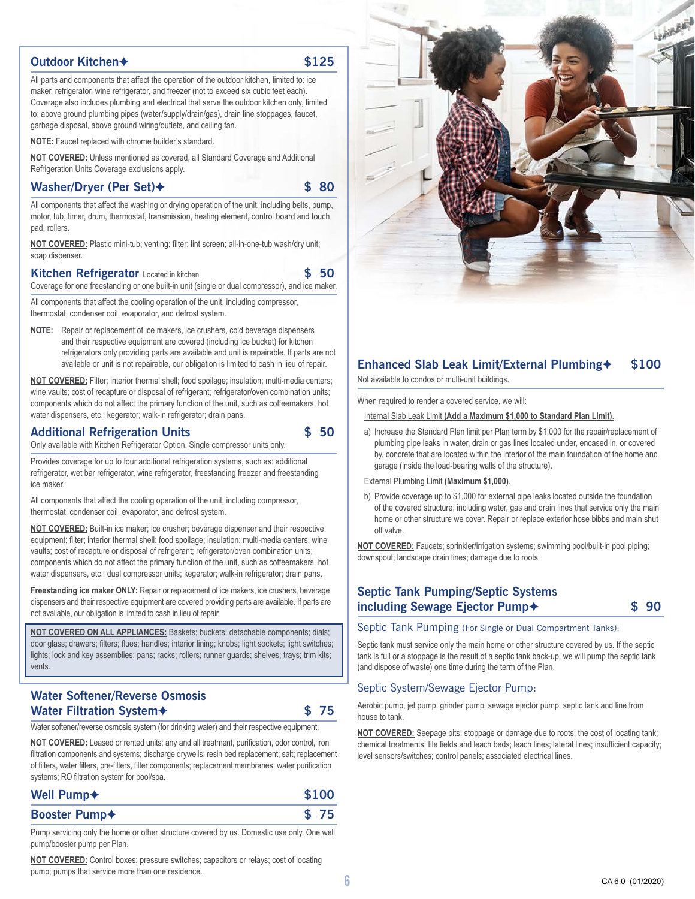## Outdoor Kitchen✦ $125

All parts and components that affect the operation of the outdoor kitchen, limited to: ice maker, refrigerator, wine refrigerator, and freezer (not to exceed six cubic feet each). Coverage also includes plumbing and electrical that serve the outdoor kitchen only, limited to: above ground plumbing pipes (water/supply/drain/gas), drain line stoppages, faucet, garbage disposal, above ground wiring/outlets, and ceiling fan.

**NOTE:** Faucet replaced with chrome builder's standard.

**NOT COVERED:** Unless mentioned as covered, all Standard Coverage and Additional Refrigeration Units Coverage exclusions apply.

## Washer/Dryer (Per Set)✦ $ 80

All components that affect the washing or drying operation of the unit, including belts, pump, motor, tub, timer, drum, thermostat, transmission, heating element, control board and touch pad, rollers.

**NOT COVERED:** Plastic mini-tub; venting; filter; lint screen; all-in-one-tub wash/dry unit; soap dispenser.

## Kitchen Refrigerator Located in kitchen $ 50

Coverage for one freestanding or one built-in unit (single or dual compressor), and ice maker.

All components that affect the cooling operation of the unit, including compressor, thermostat, condenser coil, evaporator, and defrost system.

**NOTE:** Repair or replacement of ice makers, ice crushers, cold beverage dispensers and their respective equipment are covered (including ice bucket) for kitchen refrigerators only providing parts are available and unit is repairable. If parts are not available or unit is not repairable, our obligation is limited to cash in lieu of repair.

**NOT COVERED:** Filter; interior thermal shell; food spoilage; insulation; multi-media centers; wine vaults; cost of recapture or disposal of refrigerant; refrigerator/oven combination units; components which do not affect the primary function of the unit, such as coffeemakers, hot water dispensers, etc.; kegerator; walk-in refrigerator; drain pans.

## Additional Refrigeration Units $ 50

Only available with Kitchen Refrigerator Option. Single compressor units only.

Provides coverage for up to four additional refrigeration systems, such as: additional refrigerator, wet bar refrigerator, wine refrigerator, freestanding freezer and freestanding ice maker.

All components that affect the cooling operation of the unit, including compressor, thermostat, condenser coil, evaporator, and defrost system.

**NOT COVERED:** Built-in ice maker; ice crusher; beverage dispenser and their respective equipment; filter; interior thermal shell; food spoilage; insulation; multi-media centers; wine vaults; cost of recapture or disposal of refrigerant; refrigerator/oven combination units; components which do not affect the primary function of the unit, such as coffeemakers, hot water dispensers, etc.; dual compressor units; kegerator; walk-in refrigerator; drain pans.

**Freestanding ice maker ONLY:** Repair or replacement of ice makers, ice crushers, beverage dispensers and their respective equipment are covered providing parts are available. If parts are not available, our obligation is limited to cash in lieu of repair.

**NOT COVERED ON ALL APPLIANCES:** Baskets; buckets; detachable components; dials; door glass; drawers; filters; flues; handles; interior lining; knobs; light sockets; light switches; lights; lock and key assemblies; pans; racks; rollers; runner guards; shelves; trays; trim kits; vents.

## Water Softener/Reverse Osmosis Water Filtration System✦ $ 75

Water softener/reverse osmosis system (for drinking water) and their respective equipment.

**NOT COVERED:** Leased or rented units; any and all treatment, purification, odor control, iron filtration components and systems; discharge drywells; resin bed replacement; salt; replacement of filters, water filters, pre-filters, filter components; replacement membranes; water purification systems; RO filtration system for pool/spa.

## Well Pump✦ $100

## Booster Pump✦ $ 75

Pump servicing only the home or other structure covered by us. Domestic use only. One well pump/booster pump per Plan.

**NOT COVERED:** Control boxes; pressure switches; capacitors or relays; cost of locating pump; pumps that service more than one residence.

## Enhanced Slab Leak Limit/External Plumbing✦ $100

Not available to condos or multi-unit buildings.

When required to render a covered service, we will:

Internal Slab Leak Limit **(Add a Maximum $1,000 to Standard Plan Limit)**.

a) Increase the Standard Plan limit per Plan term by $1,000 for the repair/replacement of plumbing pipe leaks in water, drain or gas lines located under, encased in, or covered by, concrete that are located within the interior of the main foundation of the home and garage (inside the load-bearing walls of the structure).

External Plumbing Limit **(Maximum $1,000)**.

b) Provide coverage up to $1,000 for external pipe leaks located outside the foundation of the covered structure, including water, gas and drain lines that service only the main home or other structure we cover. Repair or replace exterior hose bibbs and main shut off valve.

**NOT COVERED:** Faucets; sprinkler/irrigation systems; swimming pool/built-in pool piping; downspout; landscape drain lines; damage due to roots.

## Septic Tank Pumping/Septic Systems including Sewage Ejector Pump✦ $ 90

### Septic Tank Pumping (For Single or Dual Compartment Tanks):

Septic tank must service only the main home or other structure covered by us. If the septic tank is full or a stoppage is the result of a septic tank back-up, we will pump the septic tank (and dispose of waste) one time during the term of the Plan.

### Septic System/Sewage Ejector Pump:

Aerobic pump, jet pump, grinder pump, sewage ejector pump, septic tank and line from house to tank.

**NOT COVERED:** Seepage pits; stoppage or damage due to roots; the cost of locating tank; chemical treatments; tile fields and leach beds; leach lines; lateral lines; insufficient capacity; level sensors/switches; control panels; associated electrical lines.

CA 6.0 (01/2020)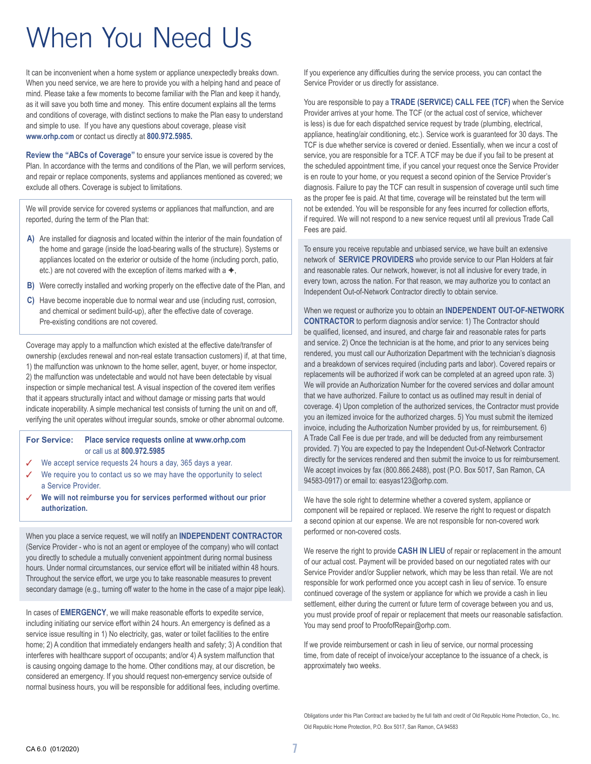# When You Need Us

It can be inconvenient when a home system or appliance unexpectedly breaks down. When you need service, we are here to provide you with a helping hand and peace of mind. Please take a few moments to become familiar with the Plan and keep it handy, as it will save you both time and money. This entire document explains all the terms and conditions of coverage, with distinct sections to make the Plan easy to understand and simple to use. If you have any questions about coverage, please visit **www.orhp.com** or contact us directly at **800.972.5985.**

**Review the "ABCs of Coverage"** to ensure your service issue is covered by the Plan. In accordance with the terms and conditions of the Plan, we will perform services, and repair or replace components, systems and appliances mentioned as covered; we exclude all others. Coverage is subject to limitations.

We will provide service for covered systems or appliances that malfunction, and are reported, during the term of the Plan that:

**A)** Are installed for diagnosis and located within the interior of the main foundation of the home and garage (inside the load-bearing walls of the structure). Systems or appliances located on the exterior or outside of the home (including porch, patio, etc.) are not covered with the exception of items marked with a ✦,

**B)** Were correctly installed and working properly on the effective date of the Plan, and

**C)** Have become inoperable due to normal wear and use (including rust, corrosion, and chemical or sediment build-up), after the effective date of coverage. Pre-existing conditions are not covered.

Coverage may apply to a malfunction which existed at the effective date/transfer of ownership (excludes renewal and non-real estate transaction customers) if, at that time, 1) the malfunction was unknown to the home seller, agent, buyer, or home inspector, 2) the malfunction was undetectable and would not have been detectable by visual inspection or simple mechanical test. A visual inspection of the covered item verifies that it appears structurally intact and without damage or missing parts that would indicate inoperability. A simple mechanical test consists of turning the unit on and off, verifying the unit operates without irregular sounds, smoke or other abnormal outcome.

**For Service:** **Place service requests online at www.orhp.com** or call us at **800.972.5985**

- ✓ We accept service requests 24 hours a day, 365 days a year.
- ✓ We require you to contact us so we may have the opportunity to select a Service Provider.
- ✓ **We will not reimburse you for services performed without our prior authorization.**

When you place a service request, we will notify an **INDEPENDENT CONTRACTOR** (Service Provider - who is not an agent or employee of the company) who will contact you directly to schedule a mutually convenient appointment during normal business hours. Under normal circumstances, our service effort will be initiated within 48 hours. Throughout the service effort, we urge you to take reasonable measures to prevent secondary damage (e.g., turning off water to the home in the case of a major pipe leak).

In cases of **EMERGENCY**, we will make reasonable efforts to expedite service, including initiating our service effort within 24 hours. An emergency is defined as a service issue resulting in 1) No electricity, gas, water or toilet facilities to the entire home; 2) A condition that immediately endangers health and safety; 3) A condition that interferes with healthcare support of occupants; and/or 4) A system malfunction that is causing ongoing damage to the home. Other conditions may, at our discretion, be considered an emergency. If you should request non-emergency service outside of normal business hours, you will be responsible for additional fees, including overtime.

If you experience any difficulties during the service process, you can contact the Service Provider or us directly for assistance.

You are responsible to pay a **TRADE (SERVICE) CALL FEE (TCF)** when the Service Provider arrives at your home. The TCF (or the actual cost of service, whichever is less) is due for each dispatched service request by trade (plumbing, electrical, appliance, heating/air conditioning, etc.). Service work is guaranteed for 30 days. The TCF is due whether service is covered or denied. Essentially, when we incur a cost of service, you are responsible for a TCF. A TCF may be due if you fail to be present at the scheduled appointment time, if you cancel your request once the Service Provider is en route to your home, or you request a second opinion of the Service Provider's diagnosis. Failure to pay the TCF can result in suspension of coverage until such time as the proper fee is paid. At that time, coverage will be reinstated but the term will not be extended. You will be responsible for any fees incurred for collection efforts, if required. We will not respond to a new service request until all previous Trade Call Fees are paid.

To ensure you receive reputable and unbiased service, we have built an extensive network of **SERVICE PROVIDERS** who provide service to our Plan Holders at fair and reasonable rates. Our network, however, is not all inclusive for every trade, in every town, across the nation. For that reason, we may authorize you to contact an Independent Out-of-Network Contractor directly to obtain service.

When we request or authorize you to obtain an **INDEPENDENT OUT-OF-NETWORK CONTRACTOR** to perform diagnosis and/or service: 1) The Contractor should be qualified, licensed, and insured, and charge fair and reasonable rates for parts and service. 2) Once the technician is at the home, and prior to any services being rendered, you must call our Authorization Department with the technician's diagnosis and a breakdown of services required (including parts and labor). Covered repairs or replacements will be authorized if work can be completed at an agreed upon rate. 3) We will provide an Authorization Number for the covered services and dollar amount that we have authorized. Failure to contact us as outlined may result in denial of coverage. 4) Upon completion of the authorized services, the Contractor must provide you an itemized invoice for the authorized charges. 5) You must submit the itemized invoice, including the Authorization Number provided by us, for reimbursement. 6) A Trade Call Fee is due per trade, and will be deducted from any reimbursement provided. 7) You are expected to pay the Independent Out-of-Network Contractor directly for the services rendered and then submit the invoice to us for reimbursement. We accept invoices by fax (800.866.2488), post (P.O. Box 5017, San Ramon, CA 94583-0917) or email to: easyas123@orhp.com.

We have the sole right to determine whether a covered system, appliance or component will be repaired or replaced. We reserve the right to request or dispatch a second opinion at our expense. We are not responsible for non-covered work performed or non-covered costs.

We reserve the right to provide **CASH IN LIEU** of repair or replacement in the amount of our actual cost. Payment will be provided based on our negotiated rates with our Service Provider and/or Supplier network, which may be less than retail. We are not responsible for work performed once you accept cash in lieu of service. To ensure continued coverage of the system or appliance for which we provide a cash in lieu settlement, either during the current or future term of coverage between you and us, you must provide proof of repair or replacement that meets our reasonable satisfaction. You may send proof to ProofofRepair@orhp.com.

If we provide reimbursement or cash in lieu of service, our normal processing time, from date of receipt of invoice/your acceptance to the issuance of a check, is approximately two weeks.

Obligations under this Plan Contract are backed by the full faith and credit of Old Republic Home Protection, Co., Inc.
Old Republic Home Protection, P.O. Box 5017, San Ramon, CA 94583

CA 6.0 (01/2020)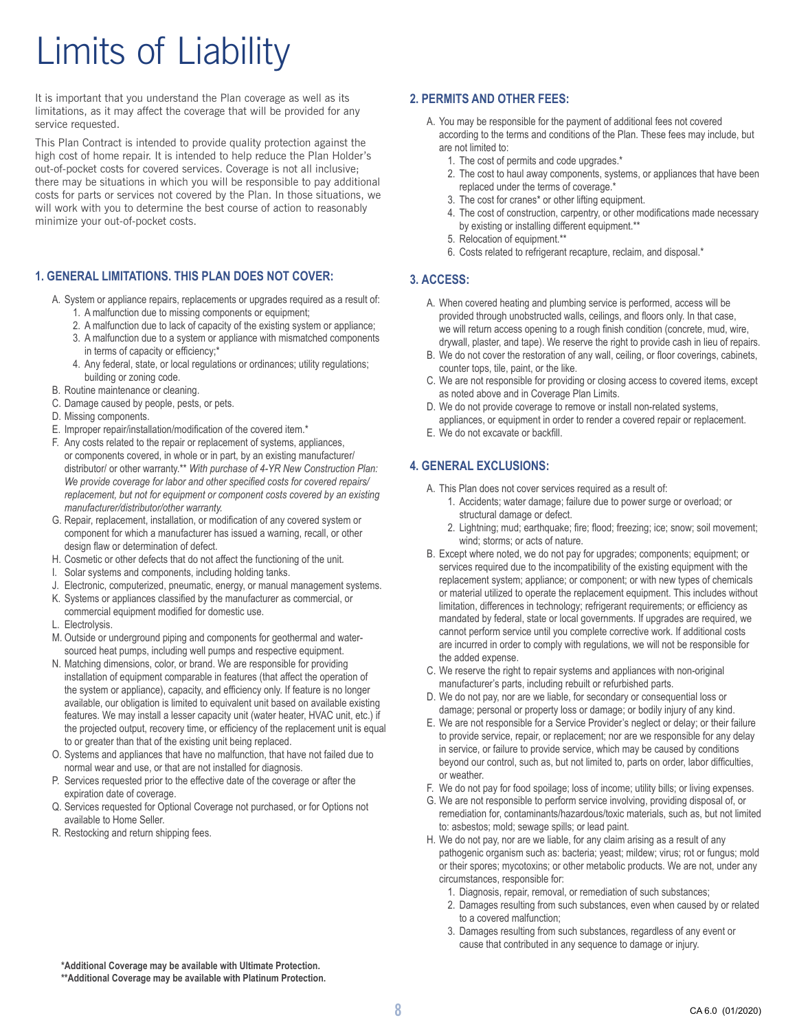# Limits of Liability

It is important that you understand the Plan coverage as well as its limitations, as it may affect the coverage that will be provided for any service requested.

This Plan Contract is intended to provide quality protection against the high cost of home repair. It is intended to help reduce the Plan Holder's out-of-pocket costs for covered services. Coverage is not all inclusive; there may be situations in which you will be responsible to pay additional costs for parts or services not covered by the Plan. In those situations, we will work with you to determine the best course of action to reasonably minimize your out-of-pocket costs.

## 1. GENERAL LIMITATIONS. THIS PLAN DOES NOT COVER:

A. System or appliance repairs, replacements or upgrades required as a result of:
   1. A malfunction due to missing components or equipment;
   2. A malfunction due to lack of capacity of the existing system or appliance;
   3. A malfunction due to a system or appliance with mismatched components in terms of capacity or efficiency;*
   4. Any federal, state, or local regulations or ordinances; utility regulations; building or zoning code.

B. Routine maintenance or cleaning.

C. Damage caused by people, pests, or pets.

D. Missing components.

E. Improper repair/installation/modification of the covered item.*

F. Any costs related to the repair or replacement of systems, appliances, or components covered, in whole or in part, by an existing manufacturer/ distributor/ or other warranty.** *With purchase of 4-YR New Construction Plan: We provide coverage for labor and other specified costs for covered repairs/ replacement, but not for equipment or component costs covered by an existing manufacturer/distributor/other warranty.*

G. Repair, replacement, installation, or modification of any covered system or component for which a manufacturer has issued a warning, recall, or other design flaw or determination of defect.

H. Cosmetic or other defects that do not affect the functioning of the unit.

I. Solar systems and components, including holding tanks.

J. Electronic, computerized, pneumatic, energy, or manual management systems.

K. Systems or appliances classified by the manufacturer as commercial, or commercial equipment modified for domestic use.

L. Electrolysis.

M. Outside or underground piping and components for geothermal and water-sourced heat pumps, including well pumps and respective equipment.

N. Matching dimensions, color, or brand. We are responsible for providing installation of equipment comparable in features (that affect the operation of the system or appliance), capacity, and efficiency only. If feature is no longer available, our obligation is limited to equivalent unit based on available existing features. We may install a lesser capacity unit (water heater, HVAC unit, etc.) if the projected output, recovery time, or efficiency of the replacement unit is equal to or greater than that of the existing unit being replaced.

O. Systems and appliances that have no malfunction, that have not failed due to normal wear and use, or that are not installed for diagnosis.

P. Services requested prior to the effective date of the coverage or after the expiration date of coverage.

Q. Services requested for Optional Coverage not purchased, or for Options not available to Home Seller.

R. Restocking and return shipping fees.

## 2. PERMITS AND OTHER FEES:

A. You may be responsible for the payment of additional fees not covered according to the terms and conditions of the Plan. These fees may include, but are not limited to:
   1. The cost of permits and code upgrades.*
   2. The cost to haul away components, systems, or appliances that have been replaced under the terms of coverage.*
   3. The cost for cranes* or other lifting equipment.
   4. The cost of construction, carpentry, or other modifications made necessary by existing or installing different equipment.**
   5. Relocation of equipment.**
   6. Costs related to refrigerant recapture, reclaim, and disposal.*

## 3. ACCESS:

A. When covered heating and plumbing service is performed, access will be provided through unobstructed walls, ceilings, and floors only. In that case, we will return access opening to a rough finish condition (concrete, mud, wire, drywall, plaster, and tape). We reserve the right to provide cash in lieu of repairs.

B. We do not cover the restoration of any wall, ceiling, or floor coverings, cabinets, counter tops, tile, paint, or the like.

C. We are not responsible for providing or closing access to covered items, except as noted above and in Coverage Plan Limits.

D. We do not provide coverage to remove or install non-related systems, appliances, or equipment in order to render a covered repair or replacement.

E. We do not excavate or backfill.

## 4. GENERAL EXCLUSIONS:

A. This Plan does not cover services required as a result of:
   1. Accidents; water damage; failure due to power surge or overload; or structural damage or defect.
   2. Lightning; mud; earthquake; fire; flood; freezing; ice; snow; soil movement; wind; storms; or acts of nature.

B. Except where noted, we do not pay for upgrades; components; equipment; or services required due to the incompatibility of the existing equipment with the replacement system; appliance; or component; or with new types of chemicals or material utilized to operate the replacement equipment. This includes without limitation, differences in technology; refrigerant requirements; or efficiency as mandated by federal, state or local governments. If upgrades are required, we cannot perform service until you complete corrective work. If additional costs are incurred in order to comply with regulations, we will not be responsible for the added expense.

C. We reserve the right to repair systems and appliances with non-original manufacturer's parts, including rebuilt or refurbished parts.

D. We do not pay, nor are we liable, for secondary or consequential loss or damage; personal or property loss or damage; or bodily injury of any kind.

E. We are not responsible for a Service Provider's neglect or delay; or their failure to provide service, repair, or replacement; nor are we responsible for any delay in service, or failure to provide service, which may be caused by conditions beyond our control, such as, but not limited to, parts on order, labor difficulties, or weather.

F. We do not pay for food spoilage; loss of income; utility bills; or living expenses.

G. We are not responsible to perform service involving, providing disposal of, or remediation for, contaminants/hazardous/toxic materials, such as, but not limited to: asbestos; mold; sewage spills; or lead paint.

H. We do not pay, nor are we liable, for any claim arising as a result of any pathogenic organism such as: bacteria; yeast; mildew; virus; rot or fungus; mold or their spores; mycotoxins; or other metabolic products. We are not, under any circumstances, responsible for:
   1. Diagnosis, repair, removal, or remediation of such substances;
   2. Damages resulting from such substances, even when caused by or related to a covered malfunction;
   3. Damages resulting from such substances, regardless of any event or cause that contributed in any sequence to damage or injury.

**\*Additional Coverage may be available with Ultimate Protection.**
**\*\*Additional Coverage may be available with Platinum Protection.**

CA 6.0 (01/2020)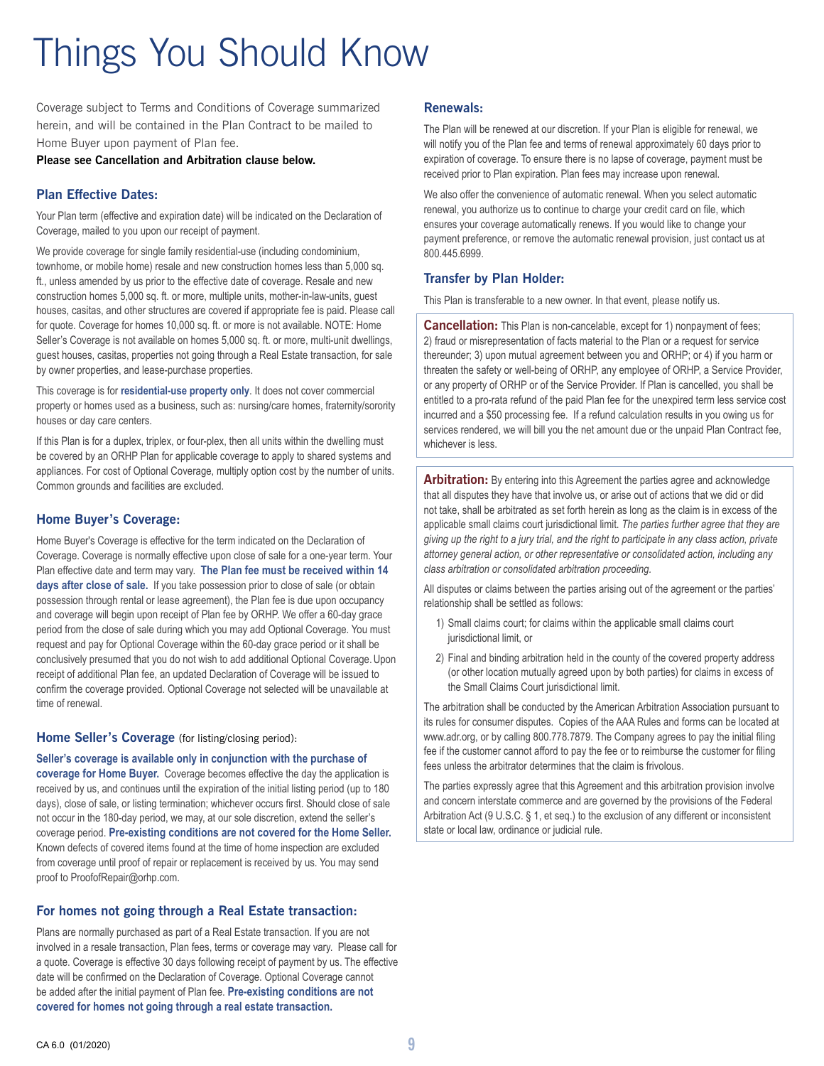# Things You Should Know

Coverage subject to Terms and Conditions of Coverage summarized herein, and will be contained in the Plan Contract to be mailed to Home Buyer upon payment of Plan fee.

**Please see Cancellation and Arbitration clause below.**

## Plan Effective Dates:

Your Plan term (effective and expiration date) will be indicated on the Declaration of Coverage, mailed to you upon our receipt of payment.

We provide coverage for single family residential-use (including condominium, townhome, or mobile home) resale and new construction homes less than 5,000 sq. ft., unless amended by us prior to the effective date of coverage. Resale and new construction homes 5,000 sq. ft. or more, multiple units, mother-in-law-units, guest houses, casitas, and other structures are covered if appropriate fee is paid. Please call for quote. Coverage for homes 10,000 sq. ft. or more is not available. NOTE: Home Seller's Coverage is not available on homes 5,000 sq. ft. or more, multi-unit dwellings, guest houses, casitas, properties not going through a Real Estate transaction, for sale by owner properties, and lease-purchase properties.

This coverage is for **residential-use property only**. It does not cover commercial property or homes used as a business, such as: nursing/care homes, fraternity/sorority houses or day care centers.

If this Plan is for a duplex, triplex, or four-plex, then all units within the dwelling must be covered by an ORHP Plan for applicable coverage to apply to shared systems and appliances. For cost of Optional Coverage, multiply option cost by the number of units. Common grounds and facilities are excluded.

## Home Buyer's Coverage:

Home Buyer's Coverage is effective for the term indicated on the Declaration of Coverage. Coverage is normally effective upon close of sale for a one-year term. Your Plan effective date and term may vary. **The Plan fee must be received within 14 days after close of sale.** If you take possession prior to close of sale (or obtain possession through rental or lease agreement), the Plan fee is due upon occupancy and coverage will begin upon receipt of Plan fee by ORHP. We offer a 60-day grace period from the close of sale during which you may add Optional Coverage. You must request and pay for Optional Coverage within the 60-day grace period or it shall be conclusively presumed that you do not wish to add additional Optional Coverage. Upon receipt of additional Plan fee, an updated Declaration of Coverage will be issued to confirm the coverage provided. Optional Coverage not selected will be unavailable at time of renewal.

## Home Seller's Coverage (for listing/closing period):

**Seller's coverage is available only in conjunction with the purchase of coverage for Home Buyer.** Coverage becomes effective the day the application is received by us, and continues until the expiration of the initial listing period (up to 180 days), close of sale, or listing termination; whichever occurs first. Should close of sale not occur in the 180-day period, we may, at our sole discretion, extend the seller's coverage period. **Pre-existing conditions are not covered for the Home Seller.** Known defects of covered items found at the time of home inspection are excluded from coverage until proof of repair or replacement is received by us. You may send proof to ProofofRepair@orhp.com.

## For homes not going through a Real Estate transaction:

Plans are normally purchased as part of a Real Estate transaction. If you are not involved in a resale transaction, Plan fees, terms or coverage may vary. Please call for a quote. Coverage is effective 30 days following receipt of payment by us. The effective date will be confirmed on the Declaration of Coverage. Optional Coverage cannot be added after the initial payment of Plan fee. **Pre-existing conditions are not covered for homes not going through a real estate transaction.**

## Renewals:

The Plan will be renewed at our discretion. If your Plan is eligible for renewal, we will notify you of the Plan fee and terms of renewal approximately 60 days prior to expiration of coverage. To ensure there is no lapse of coverage, payment must be received prior to Plan expiration. Plan fees may increase upon renewal.

We also offer the convenience of automatic renewal. When you select automatic renewal, you authorize us to continue to charge your credit card on file, which ensures your coverage automatically renews. If you would like to change your payment preference, or remove the automatic renewal provision, just contact us at 800.445.6999.

## Transfer by Plan Holder:

This Plan is transferable to a new owner. In that event, please notify us.

**Cancellation:** This Plan is non-cancelable, except for 1) nonpayment of fees; 2) fraud or misrepresentation of facts material to the Plan or a request for service thereunder; 3) upon mutual agreement between you and ORHP; or 4) if you harm or threaten the safety or well-being of ORHP, any employee of ORHP, a Service Provider, or any property of ORHP or of the Service Provider. If Plan is cancelled, you shall be entitled to a pro-rata refund of the paid Plan fee for the unexpired term less service cost incurred and a $50 processing fee. If a refund calculation results in you owing us for services rendered, we will bill you the net amount due or the unpaid Plan Contract fee, whichever is less.

**Arbitration:** By entering into this Agreement the parties agree and acknowledge that all disputes they have that involve us, or arise out of actions that we did or did not take, shall be arbitrated as set forth herein as long as the claim is in excess of the applicable small claims court jurisdictional limit. *The parties further agree that they are giving up the right to a jury trial, and the right to participate in any class action, private attorney general action, or other representative or consolidated action, including any class arbitration or consolidated arbitration proceeding.*

All disputes or claims between the parties arising out of the agreement or the parties' relationship shall be settled as follows:

1) Small claims court; for claims within the applicable small claims court jurisdictional limit, or
2) Final and binding arbitration held in the county of the covered property address (or other location mutually agreed upon by both parties) for claims in excess of the Small Claims Court jurisdictional limit.

The arbitration shall be conducted by the American Arbitration Association pursuant to its rules for consumer disputes. Copies of the AAA Rules and forms can be located at www.adr.org, or by calling 800.778.7879. The Company agrees to pay the initial filing fee if the customer cannot afford to pay the fee or to reimburse the customer for filing fees unless the arbitrator determines that the claim is frivolous.

The parties expressly agree that this Agreement and this arbitration provision involve and concern interstate commerce and are governed by the provisions of the Federal Arbitration Act (9 U.S.C. § 1, et seq.) to the exclusion of any different or inconsistent state or local law, ordinance or judicial rule.

CA 6.0 (01/2020)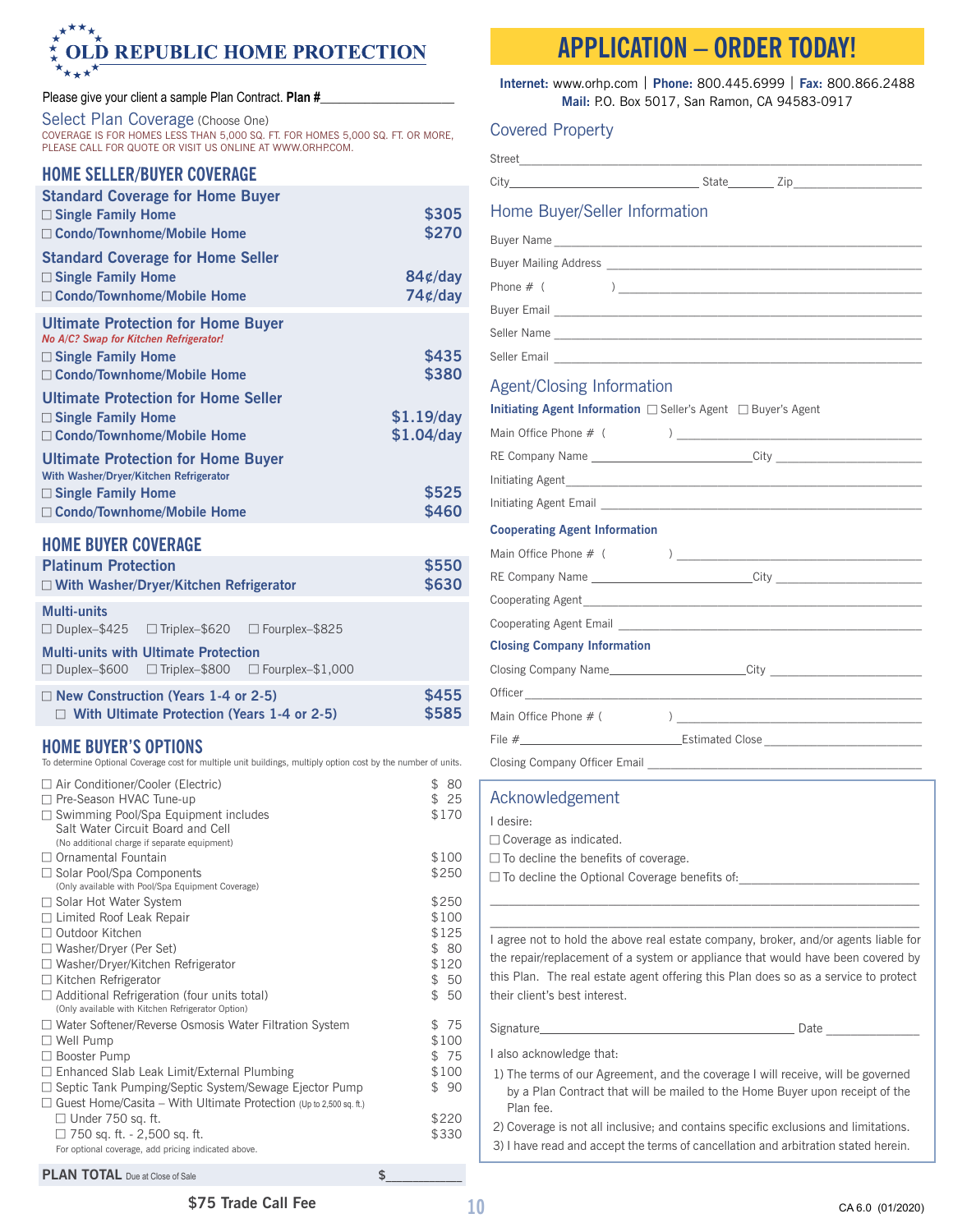# OLD REPUBLIC HOME PROTECTION

Please give your client a sample Plan Contract. **Plan #**____________________

## Select Plan Coverage (Choose One)

COVERAGE IS FOR HOMES LESS THAN 5,000 SQ. FT. FOR HOMES 5,000 SQ. FT. OR MORE, PLEASE CALL FOR QUOTE OR VISIT US ONLINE AT WWW.ORHP.COM.

## HOME SELLER/BUYER COVERAGE

**Standard Coverage for Home Buyer**

| | |
|---|---|
| ☐ Single Family Home | $305 |
| ☐ Condo/Townhome/Mobile Home | $270 |

**Standard Coverage for Home Seller**

| | |
|---|---|
| ☐ Single Family Home | 84¢/day |
| ☐ Condo/Townhome/Mobile Home | 74¢/day |

**Ultimate Protection for Home Buyer**

*No A/C? Swap for Kitchen Refrigerator!*

| | |
|---|---|
| ☐ Single Family Home | $435 |
| ☐ Condo/Townhome/Mobile Home | $380 |

**Ultimate Protection for Home Seller**

| | |
|---|---|
| ☐ Single Family Home | $1.19/day |
| ☐ Condo/Townhome/Mobile Home | $1.04/day |

**Ultimate Protection for Home Buyer**
With Washer/Dryer/Kitchen Refrigerator

| | |
|---|---|
| ☐ Single Family Home | $525 |
| ☐ Condo/Townhome/Mobile Home | $460 |

## HOME BUYER COVERAGE

| | |
|---|---|
| **Platinum Protection** | $550 |
| ☐ With Washer/Dryer/Kitchen Refrigerator | $630 |

**Multi-units**

☐ Duplex–$425 ☐ Triplex–$620 ☐ Fourplex–$825

**Multi-units with Ultimate Protection**

☐ Duplex–$600 ☐ Triplex–$800 ☐ Fourplex–$1,000

| | |
|---|---|
| ☐ New Construction (Years 1-4 or 2-5) | $455 |
| ☐ With Ultimate Protection (Years 1-4 or 2-5) | $585 |

## HOME BUYER'S OPTIONS

To determine Optional Coverage cost for multiple unit buildings, multiply option cost by the number of units.

| | |
|---|---|
| ☐ Air Conditioner/Cooler (Electric) | $ 80 |
| ☐ Pre-Season HVAC Tune-up | $ 25 |
| ☐ Swimming Pool/Spa Equipment includes Salt Water Circuit Board and Cell (No additional charge if separate equipment) | $170 |
| ☐ Ornamental Fountain | $100 |
| ☐ Solar Pool/Spa Components (Only available with Pool/Spa Equipment Coverage) | $250 |
| ☐ Solar Hot Water System | $250 |
| ☐ Limited Roof Leak Repair | $100 |
| ☐ Outdoor Kitchen | $125 |
| ☐ Washer/Dryer (Per Set) | $ 80 |
| ☐ Washer/Dryer/Kitchen Refrigerator | $120 |
| ☐ Kitchen Refrigerator | $ 50 |
| ☐ Additional Refrigeration (four units total) (Only available with Kitchen Refrigerator Option) | $ 50 |
| ☐ Water Softener/Reverse Osmosis Water Filtration System | $ 75 |
| ☐ Well Pump | $100 |
| ☐ Booster Pump | $ 75 |
| ☐ Enhanced Slab Leak Limit/External Plumbing | $100 |
| ☐ Septic Tank Pumping/Septic System/Sewage Ejector Pump | $ 90 |
| ☐ Guest Home/Casita – With Ultimate Protection (Up to 2,500 sq. ft.) | |
| ☐ Under 750 sq. ft. | $220 |
| ☐ 750 sq. ft. - 2,500 sq. ft. | $330 |

For optional coverage, add pricing indicated above.

**PLAN TOTAL** Due at Close of Sale $__________

**$75 Trade Call Fee**

# APPLICATION – ORDER TODAY!

**Internet:** www.orhp.com | **Phone:** 800.445.6999 | **Fax:** 800.866.2488
**Mail:** P.O. Box 5017, San Ramon, CA 94583-0917

## Covered Property

Street____________________________________________

City____________________ State________ Zip__________________

## Home Buyer/Seller Information

Buyer Name ____________________________________________

Buyer Mailing Address ____________________________________________

Phone # ( ) ____________________________________________

Buyer Email ____________________________________________

Seller Name ____________________________________________

Seller Email ____________________________________________

## Agent/Closing Information

**Initiating Agent Information** ☐ Seller's Agent ☐ Buyer's Agent

Main Office Phone # ( ) ____________________________________________

RE Company Name ____________________ City __________________

Initiating Agent____________________________________________

Initiating Agent Email ____________________________________________

**Cooperating Agent Information**

Main Office Phone # ( ) ____________________________________________

RE Company Name ____________________ City __________________

Cooperating Agent____________________________________________

Cooperating Agent Email ____________________________________________

**Closing Company Information**

Closing Company Name____________________ City __________________

Officer____________________________________________

Main Office Phone # ( ) ____________________________________________

File #____________________ Estimated Close __________________

Closing Company Officer Email ____________________________________________

## Acknowledgement

I desire:

☐ Coverage as indicated.

☐ To decline the benefits of coverage.

☐ To decline the Optional Coverage benefits of:__________________________

____________________________________________

____________________________________________

I agree not to hold the above real estate company, broker, and/or agents liable for the repair/replacement of a system or appliance that would have been covered by this Plan. The real estate agent offering this Plan does so as a service to protect their client's best interest.

Signature____________________________________ Date ______________

I also acknowledge that:

1) The terms of our Agreement, and the coverage I will receive, will be governed by a Plan Contract that will be mailed to the Home Buyer upon receipt of the Plan fee.
2) Coverage is not all inclusive; and contains specific exclusions and limitations.
3) I have read and accept the terms of cancellation and arbitration stated herein.

CA 6.0 (01/2020)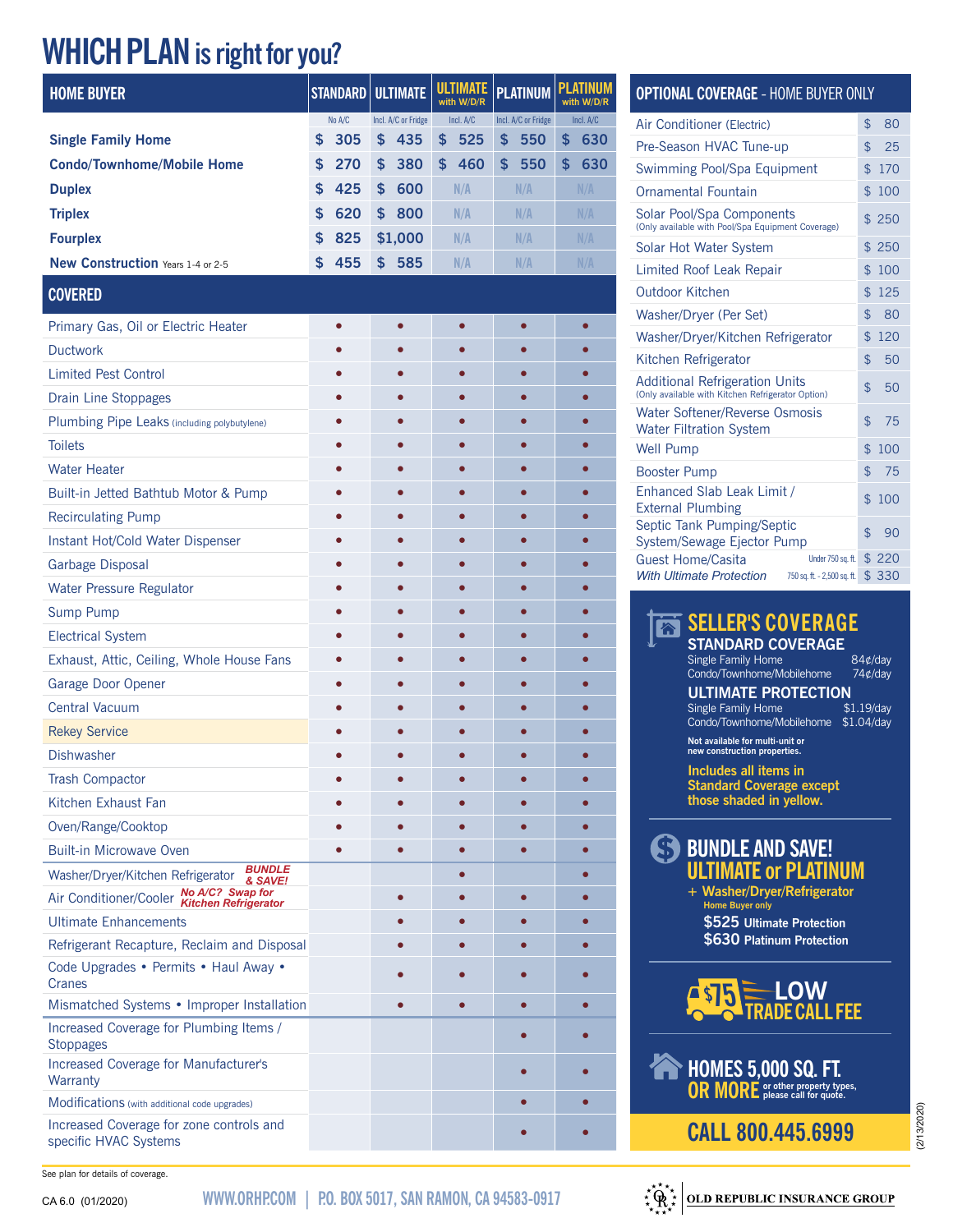# WHICH PLAN is right for you?

| HOME BUYER | STANDARD | ULTIMATE | ULTIMATE with W/D/R | PLATINUM | PLATINUM with W/D/R |
|---|---|---|---|---|---|
| | No A/C | Incl. A/C or Fridge | Incl. A/C | Incl. A/C or Fridge | Incl. A/C |
| **Single Family Home** | $ 305 | $ 435 | $ 525 | $ 550 | $ 630 |
| **Condo/Townhome/Mobile Home** | $ 270 | $ 380 | $ 460 | $ 550 | $ 630 |
| **Duplex** | $ 425 | $ 600 | N/A | N/A | N/A |
| **Triplex** | $ 620 | $ 800 | N/A | N/A | N/A |
| **Fourplex** | $ 825 | $1,000 | N/A | N/A | N/A |
| **New Construction** Years 1-4 or 2-5 | $ 455 | $ 585 | N/A | N/A | N/A |
| **COVERED** | | | | | |
| Primary Gas, Oil or Electric Heater | • | • | • | • | • |
| Ductwork | • | • | • | • | • |
| Limited Pest Control | • | • | • | • | • |
| Drain Line Stoppages | • | • | • | • | • |
| Plumbing Pipe Leaks (including polybutylene) | • | • | • | • | • |
| Toilets | • | • | • | • | • |
| Water Heater | • | • | • | • | • |
| Built-in Jetted Bathtub Motor & Pump | • | • | • | • | • |
| Recirculating Pump | • | • | • | • | • |
| Instant Hot/Cold Water Dispenser | • | • | • | • | • |
| Garbage Disposal | • | • | • | • | • |
| Water Pressure Regulator | • | • | • | • | • |
| Sump Pump | • | • | • | • | • |
| Electrical System | • | • | • | • | • |
| Exhaust, Attic, Ceiling, Whole House Fans | • | • | • | • | • |
| Garage Door Opener | • | • | • | • | • |
| Central Vacuum | • | • | • | • | • |
| Rekey Service | • | • | • | • | • |
| Dishwasher | • | • | • | • | • |
| Trash Compactor | • | • | • | • | • |
| Kitchen Exhaust Fan | • | • | • | • | • |
| Oven/Range/Cooktop | • | • | • | • | • |
| Built-in Microwave Oven | • | • | • | • | • |
| Washer/Dryer/Kitchen Refrigerator *BUNDLE & SAVE!* | | | • | | • |
| Air Conditioner/Cooler *No A/C? Swap for Kitchen Refrigerator* | | • | • | • | • |
| Ultimate Enhancements | | • | • | • | • |
| Refrigerant Recapture, Reclaim and Disposal | | • | • | • | • |
| Code Upgrades • Permits • Haul Away • Cranes | | • | • | • | • |
| Mismatched Systems • Improper Installation | | • | • | • | • |
| Increased Coverage for Plumbing Items / Stoppages | | | | • | • |
| Increased Coverage for Manufacturer's Warranty | | | | • | • |
| Modifications (with additional code upgrades) | | | | • | • |
| Increased Coverage for zone controls and specific HVAC Systems | | | | • | • |

See plan for details of coverage.

## OPTIONAL COVERAGE - HOME BUYER ONLY

| | |
|---|---|
| Air Conditioner (Electric) | $ 80 |
| Pre-Season HVAC Tune-up | $ 25 |
| Swimming Pool/Spa Equipment | $ 170 |
| Ornamental Fountain | $ 100 |
| Solar Pool/Spa Components (Only available with Pool/Spa Equipment Coverage) | $ 250 |
| Solar Hot Water System | $ 250 |
| Limited Roof Leak Repair | $ 100 |
| Outdoor Kitchen | $ 125 |
| Washer/Dryer (Per Set) | $ 80 |
| Washer/Dryer/Kitchen Refrigerator | $ 120 |
| Kitchen Refrigerator | $ 50 |
| Additional Refrigeration Units (Only available with Kitchen Refrigerator Option) | $ 50 |
| Water Softener/Reverse Osmosis Water Filtration System | $ 75 |
| Well Pump | $ 100 |
| Booster Pump | $ 75 |
| Enhanced Slab Leak Limit / External Plumbing | $ 100 |
| Septic Tank Pumping/Septic System/Sewage Ejector Pump | $ 90 |
| Guest Home/Casita — Under 750 sq. ft. | $ 220 |
| *With Ultimate Protection* — 750 sq. ft. - 2,500 sq. ft. | $ 330 |

## SELLER'S COVERAGE

**STANDARD COVERAGE**

- Single Family Home — 84¢/day
- Condo/Townhome/Mobilehome — 74¢/day

**ULTIMATE PROTECTION**

- Single Family Home — $1.19/day
- Condo/Townhome/Mobilehome — $1.04/day

**Not available for multi-unit or new construction properties.**

**Includes all items in Standard Coverage except those shaded in yellow.**

## BUNDLE AND SAVE! ULTIMATE or PLATINUM

+ Washer/Dryer/Refrigerator
Home Buyer only

**$525** Ultimate Protection
**$630** Platinum Protection

## $75 LOW TRADE CALL FEE

## HOMES 5,000 SQ. FT. OR MORE
or other property types, please call for quote.

## CALL 800.445.6999

(2/13/2020)

CA 6.0 (01/2020) WWW.ORHP.COM | P.O. BOX 5017, SAN RAMON, CA 94583-0917

OLD REPUBLIC INSURANCE GROUP